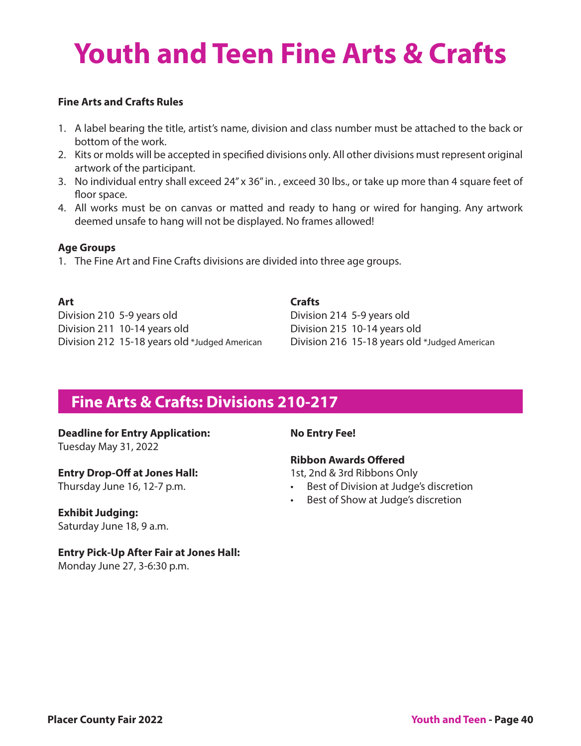# Youth and Teen Fine Arts & Crafts

**Fine Arts and Crafts Rules**

1. A label bearing the title, artist's name, division and class number must be attached to the back or bottom of the work.
2. Kits or molds will be accepted in specified divisions only. All other divisions must represent original artwork of the participant.
3. No individual entry shall exceed 24" x 36" in. , exceed 30 lbs., or take up more than 4 square feet of floor space.
4. All works must be on canvas or matted and ready to hang or wired for hanging. Any artwork deemed unsafe to hang will not be displayed. No frames allowed!

**Age Groups**

1. The Fine Art and Fine Crafts divisions are divided into three age groups.

**Art**

Division 210 5-9 years old
Division 211 10-14 years old
Division 212 15-18 years old *Judged American

**Crafts**

Division 214 5-9 years old
Division 215 10-14 years old
Division 216 15-18 years old *Judged American

## Fine Arts & Crafts: Divisions 210-217

**Deadline for Entry Application:**
Tuesday May 31, 2022

**Entry Drop-Off at Jones Hall:**
Thursday June 16, 12-7 p.m.

**Exhibit Judging:**
Saturday June 18, 9 a.m.

**Entry Pick-Up After Fair at Jones Hall:**
Monday June 27, 3-6:30 p.m.

**No Entry Fee!**

**Ribbon Awards Offered**

1st, 2nd & 3rd Ribbons Only

- Best of Division at Judge's discretion
- Best of Show at Judge's discretion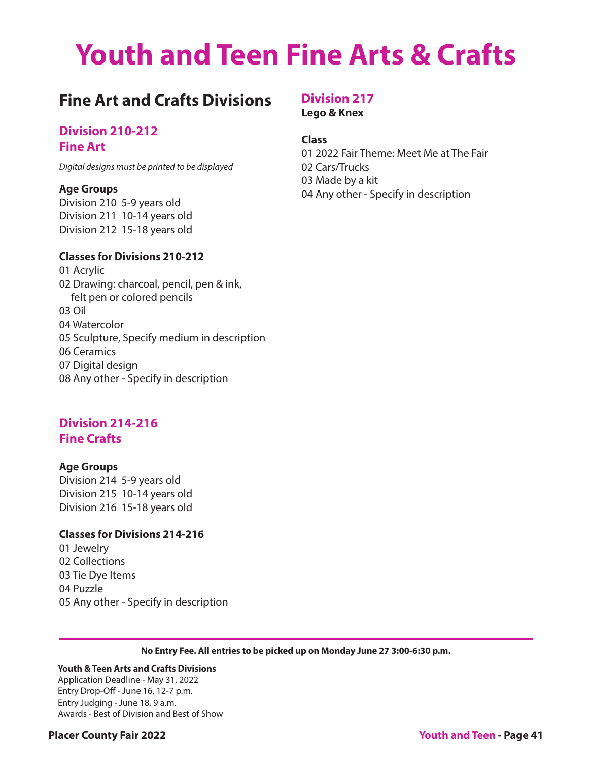# Youth and Teen Fine Arts & Crafts

## Fine Art and Crafts Divisions

### Division 210-212
### Fine Art

*Digital designs must be printed to be displayed*

**Age Groups**
Division 210 5-9 years old
Division 211 10-14 years old
Division 212 15-18 years old

**Classes for Divisions 210-212**
01 Acrylic
02 Drawing: charcoal, pencil, pen & ink, felt pen or colored pencils
03 Oil
04 Watercolor
05 Sculpture, Specify medium in description
06 Ceramics
07 Digital design
08 Any other - Specify in description

### Division 214-216
### Fine Crafts

**Age Groups**
Division 214 5-9 years old
Division 215 10-14 years old
Division 216 15-18 years old

**Classes for Divisions 214-216**
01 Jewelry
02 Collections
03 Tie Dye Items
04 Puzzle
05 Any other - Specify in description

### Division 217
**Lego & Knex**

**Class**
01 2022 Fair Theme: Meet Me at The Fair
02 Cars/Trucks
03 Made by a kit
04 Any other - Specify in description

---

**No Entry Fee. All entries to be picked up on Monday June 27 3:00-6:30 p.m.**

**Youth & Teen Arts and Crafts Divisions**
Application Deadline - May 31, 2022
Entry Drop-Off - June 16, 12-7 p.m.
Entry Judging - June 18, 9 a.m.
Awards - Best of Division and Best of Show